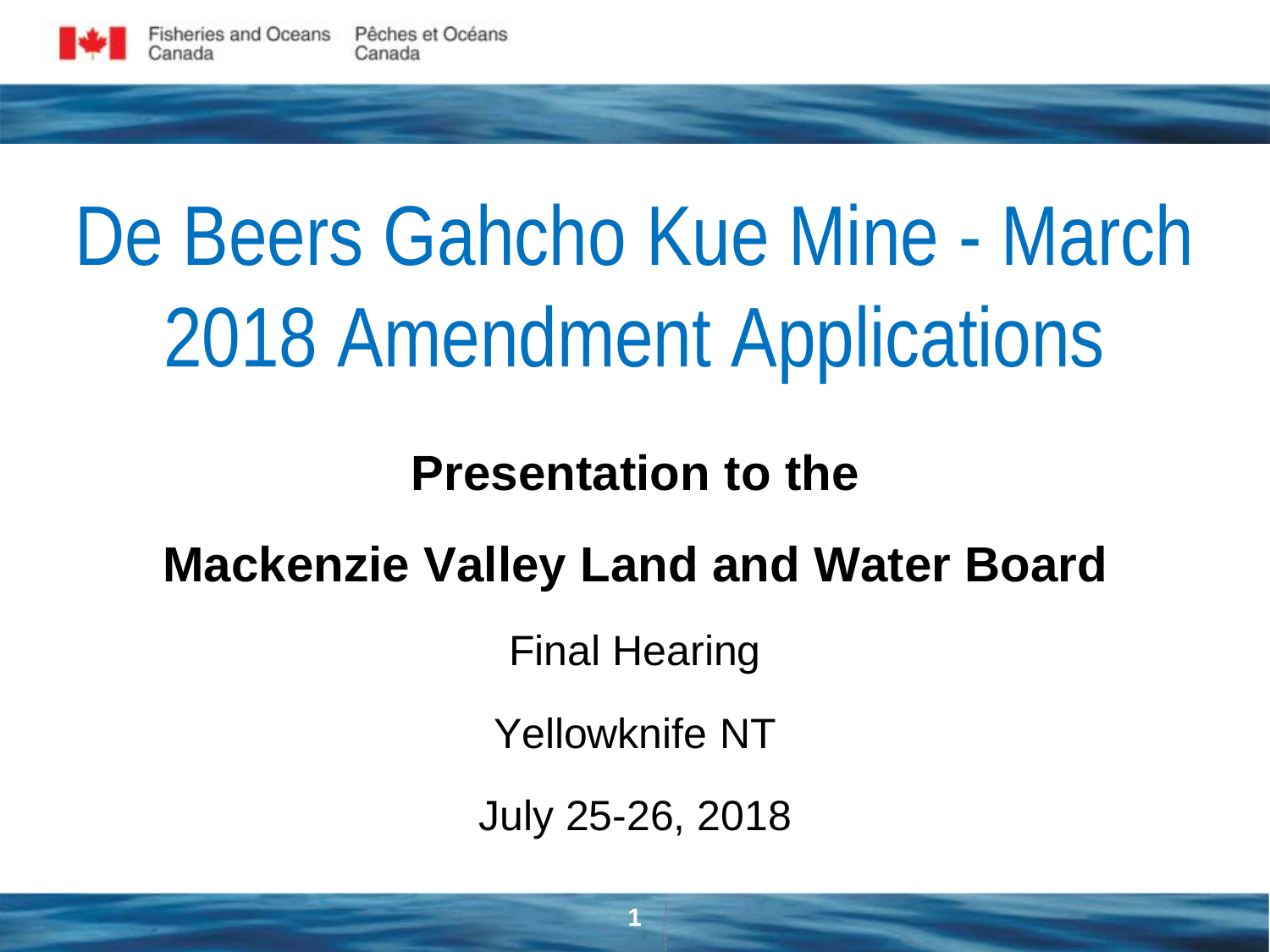Fisheries and Oceans Canada / Pêches et Océans Canada

# De Beers Gahcho Kue Mine - March 2018 Amendment Applications

**Presentation to the**

**Mackenzie Valley Land and Water Board**

Final Hearing

Yellowknife NT

July 25-26, 2018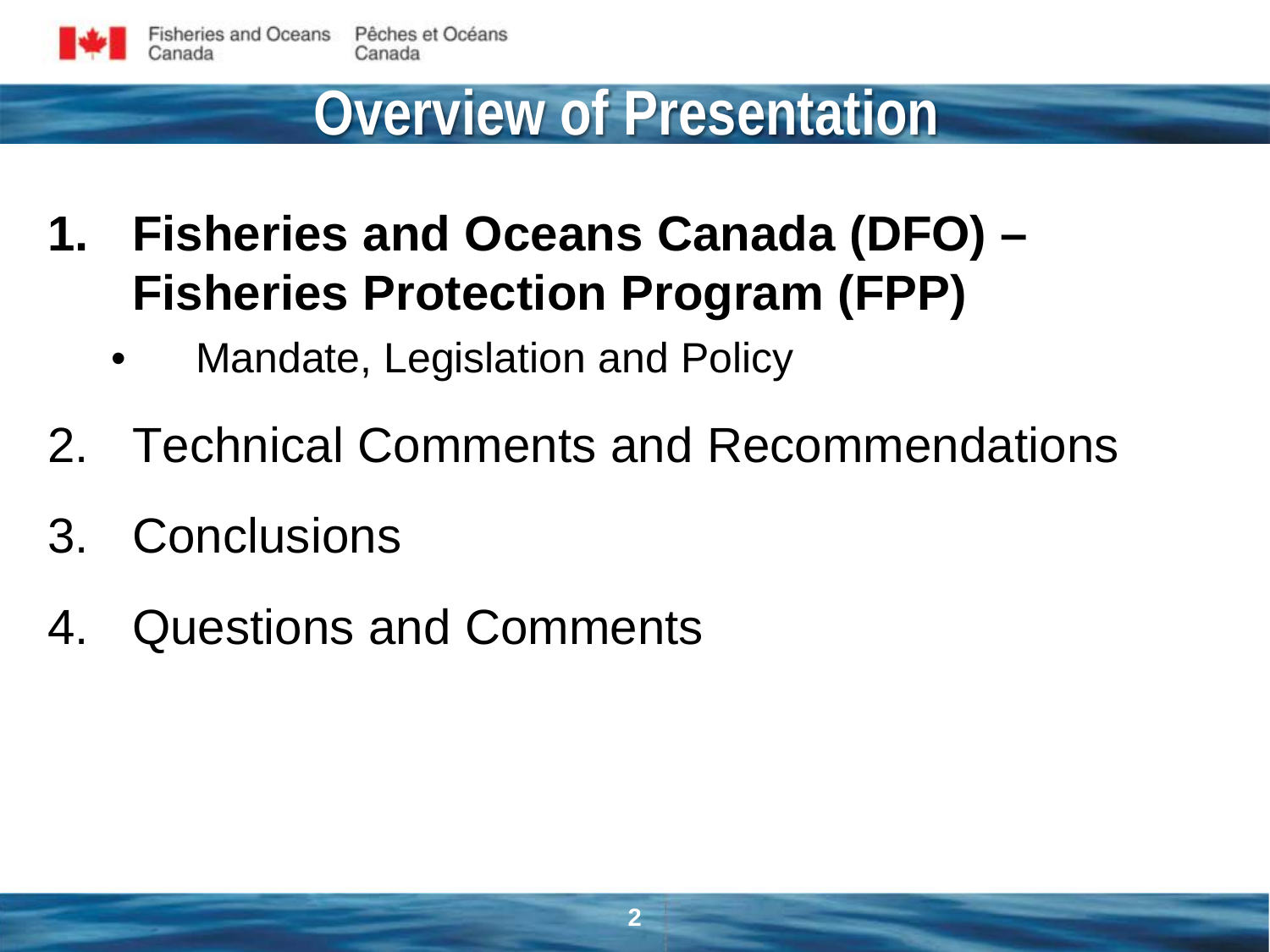# Overview of Presentation

1. **Fisheries and Oceans Canada (DFO) – Fisheries Protection Program (FPP)**
   - Mandate, Legislation and Policy
2. Technical Comments and Recommendations
3. Conclusions
4. Questions and Comments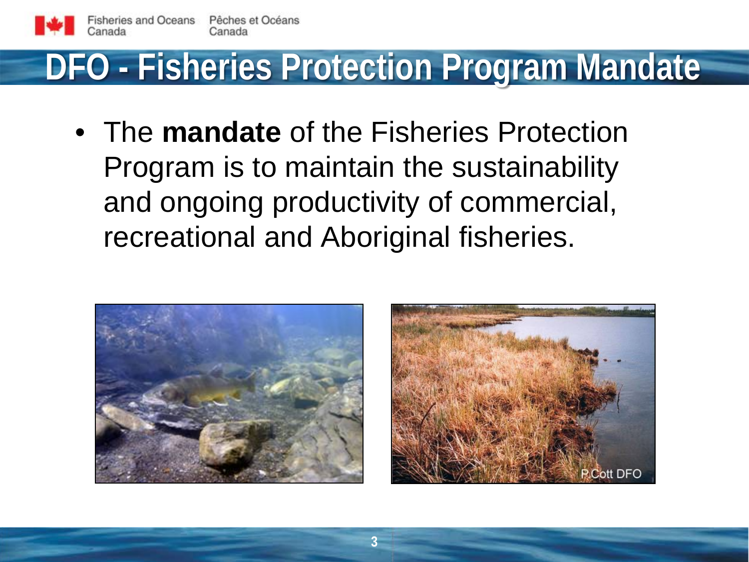# DFO - Fisheries Protection Program Mandate

- The **mandate** of the Fisheries Protection Program is to maintain the sustainability and ongoing productivity of commercial, recreational and Aboriginal fisheries.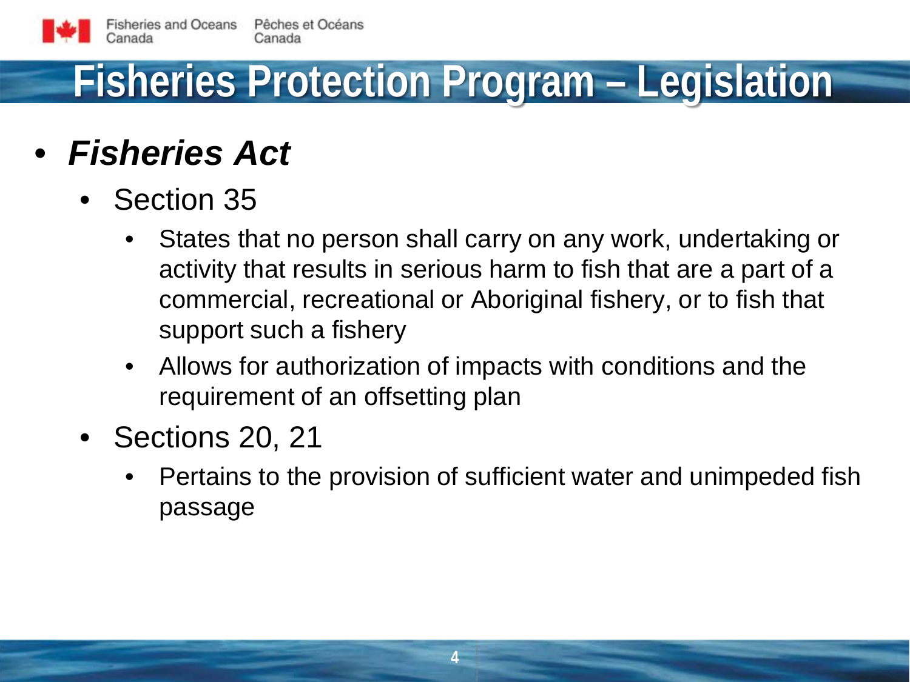# Fisheries Protection Program – Legislation

- ***Fisheries Act***
  - Section 35
    - States that no person shall carry on any work, undertaking or activity that results in serious harm to fish that are a part of a commercial, recreational or Aboriginal fishery, or to fish that support such a fishery
    - Allows for authorization of impacts with conditions and the requirement of an offsetting plan
  - Sections 20, 21
    - Pertains to the provision of sufficient water and unimpeded fish passage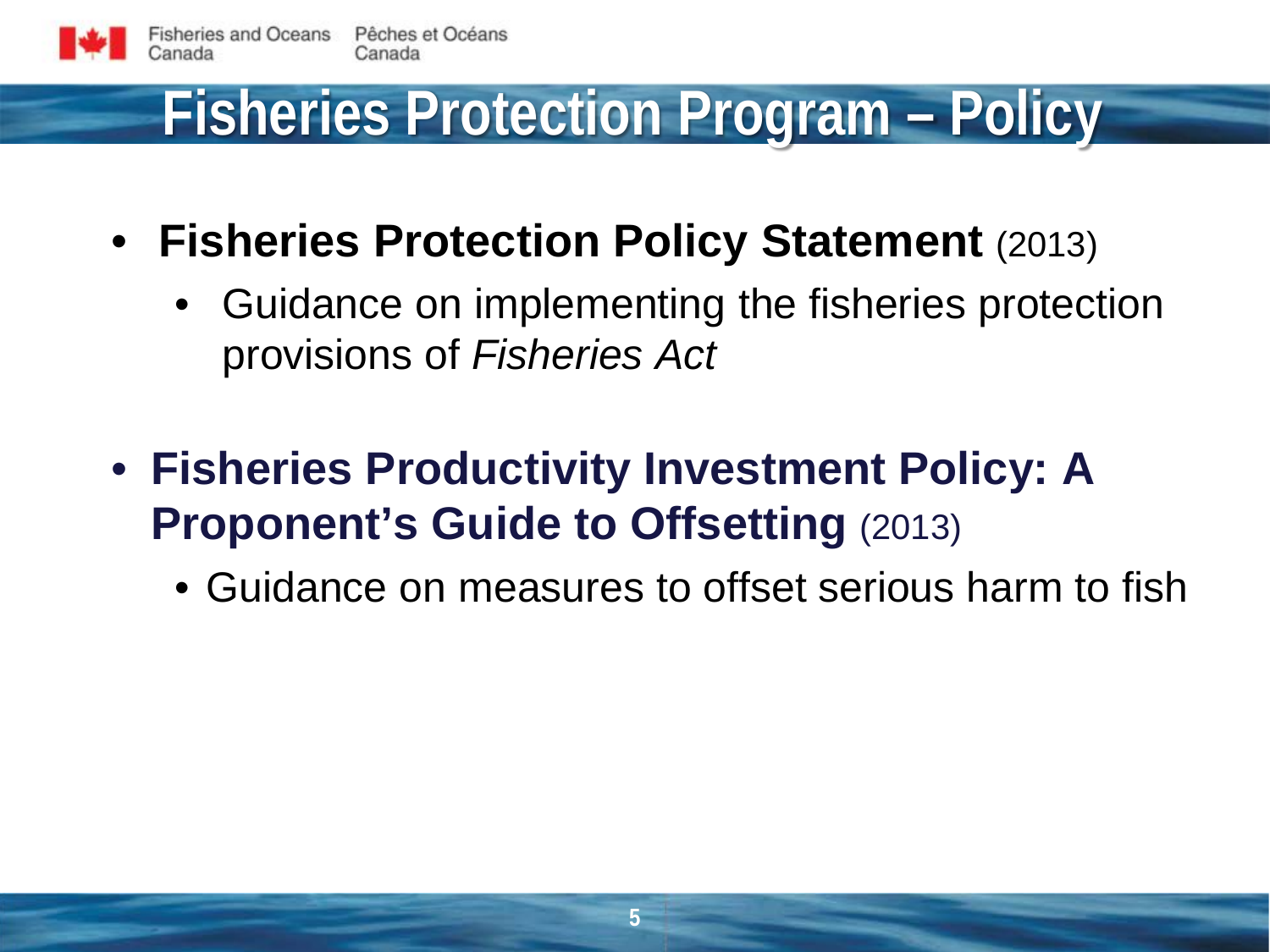# Fisheries Protection Program – Policy

- **Fisheries Protection Policy Statement** (2013)
  - Guidance on implementing the fisheries protection provisions of *Fisheries Act*

- **Fisheries Productivity Investment Policy: A Proponent's Guide to Offsetting** (2013)
  - Guidance on measures to offset serious harm to fish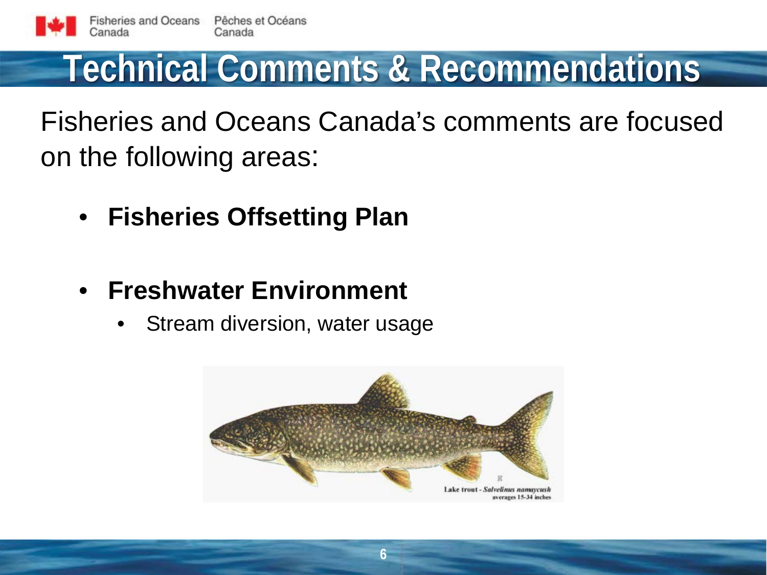# Technical Comments & Recommendations

Fisheries and Oceans Canada's comments are focused on the following areas:

- **Fisheries Offsetting Plan**
- **Freshwater Environment**
  - Stream diversion, water usage

Lake trout - *Salvelinus namaycush* averages 15-34 inches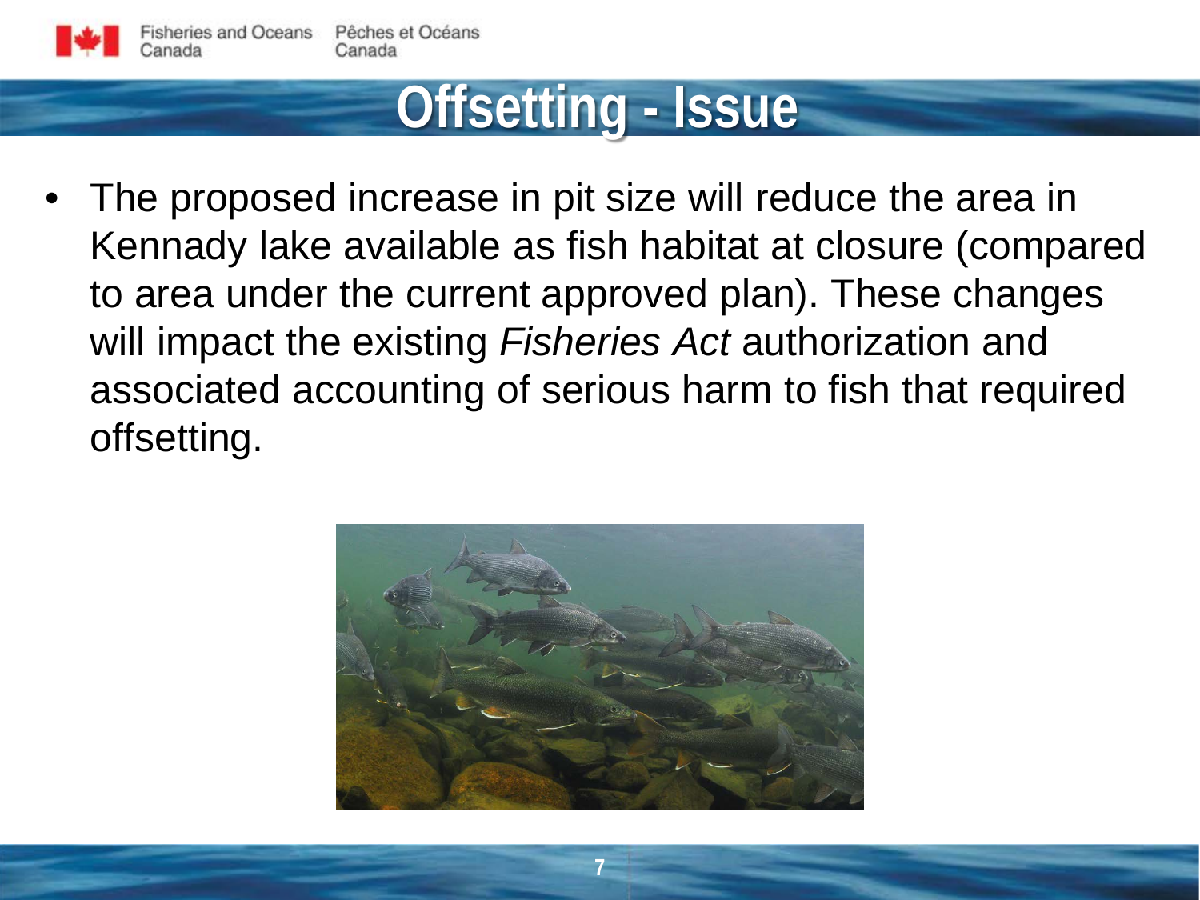# Offsetting - Issue

- The proposed increase in pit size will reduce the area in Kennady lake available as fish habitat at closure (compared to area under the current approved plan). These changes will impact the existing *Fisheries Act* authorization and associated accounting of serious harm to fish that required offsetting.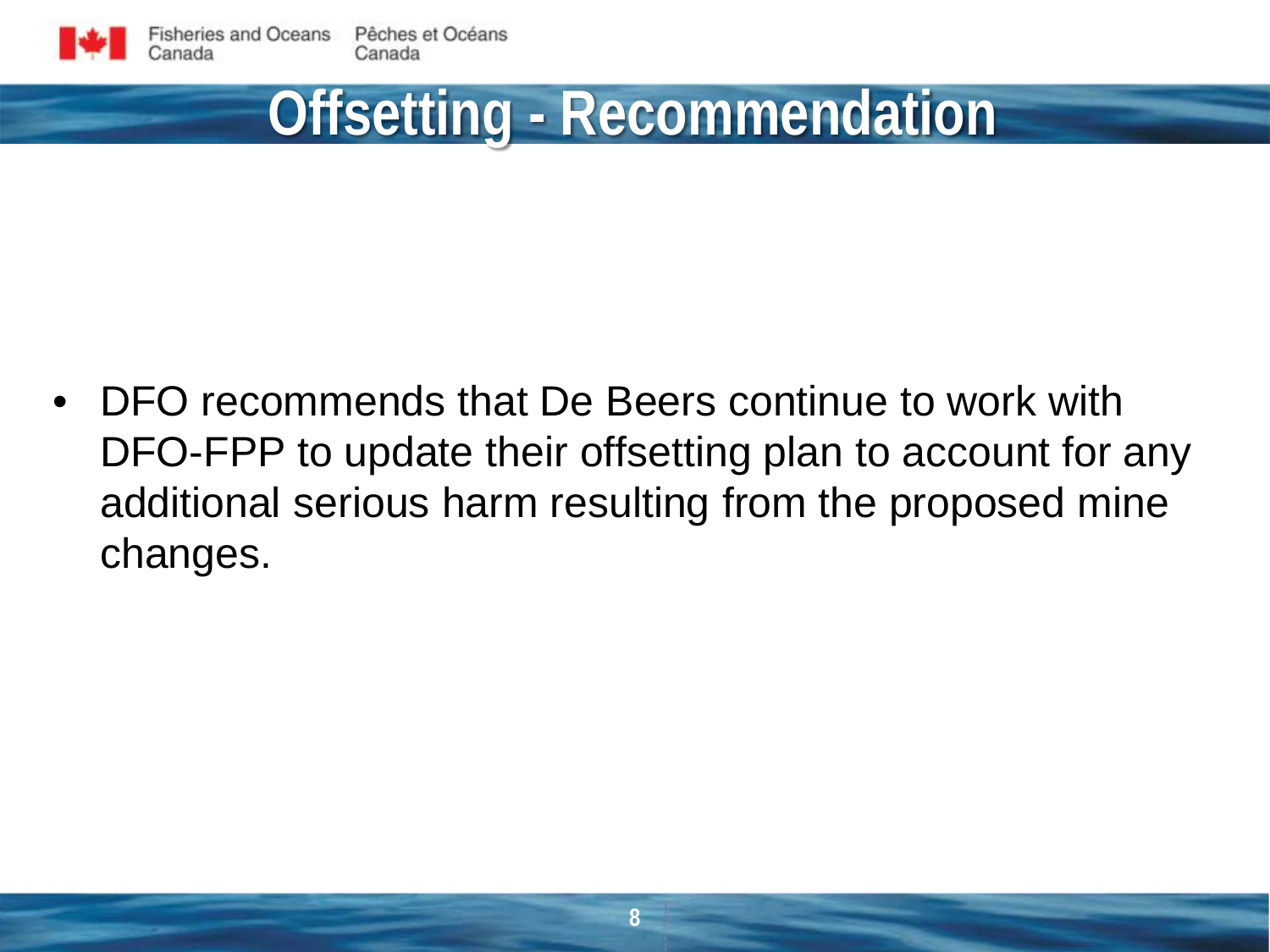# Offsetting - Recommendation

- DFO recommends that De Beers continue to work with DFO-FPP to update their offsetting plan to account for any additional serious harm resulting from the proposed mine changes.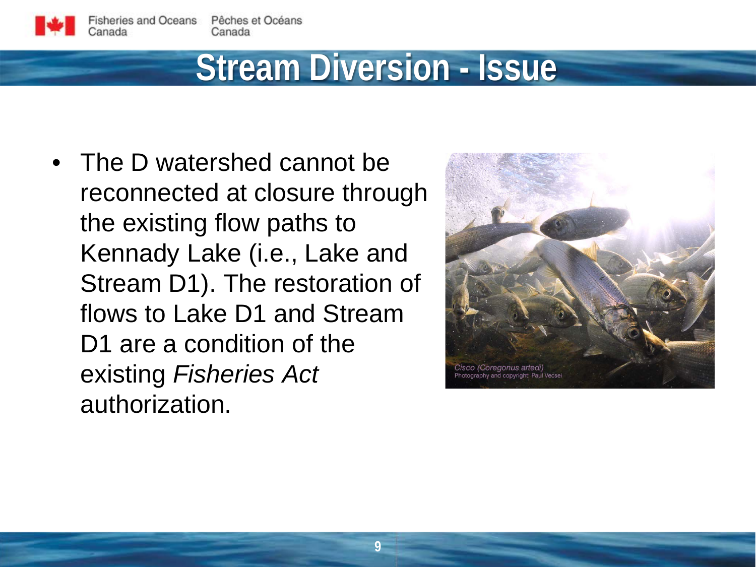# Stream Diversion - Issue

- The D watershed cannot be reconnected at closure through the existing flow paths to Kennady Lake (i.e., Lake and Stream D1). The restoration of flows to Lake D1 and Stream D1 are a condition of the existing *Fisheries Act* authorization.

*Cisco (Coregonus artedi)*
Photography and copyright: Paul Vecsei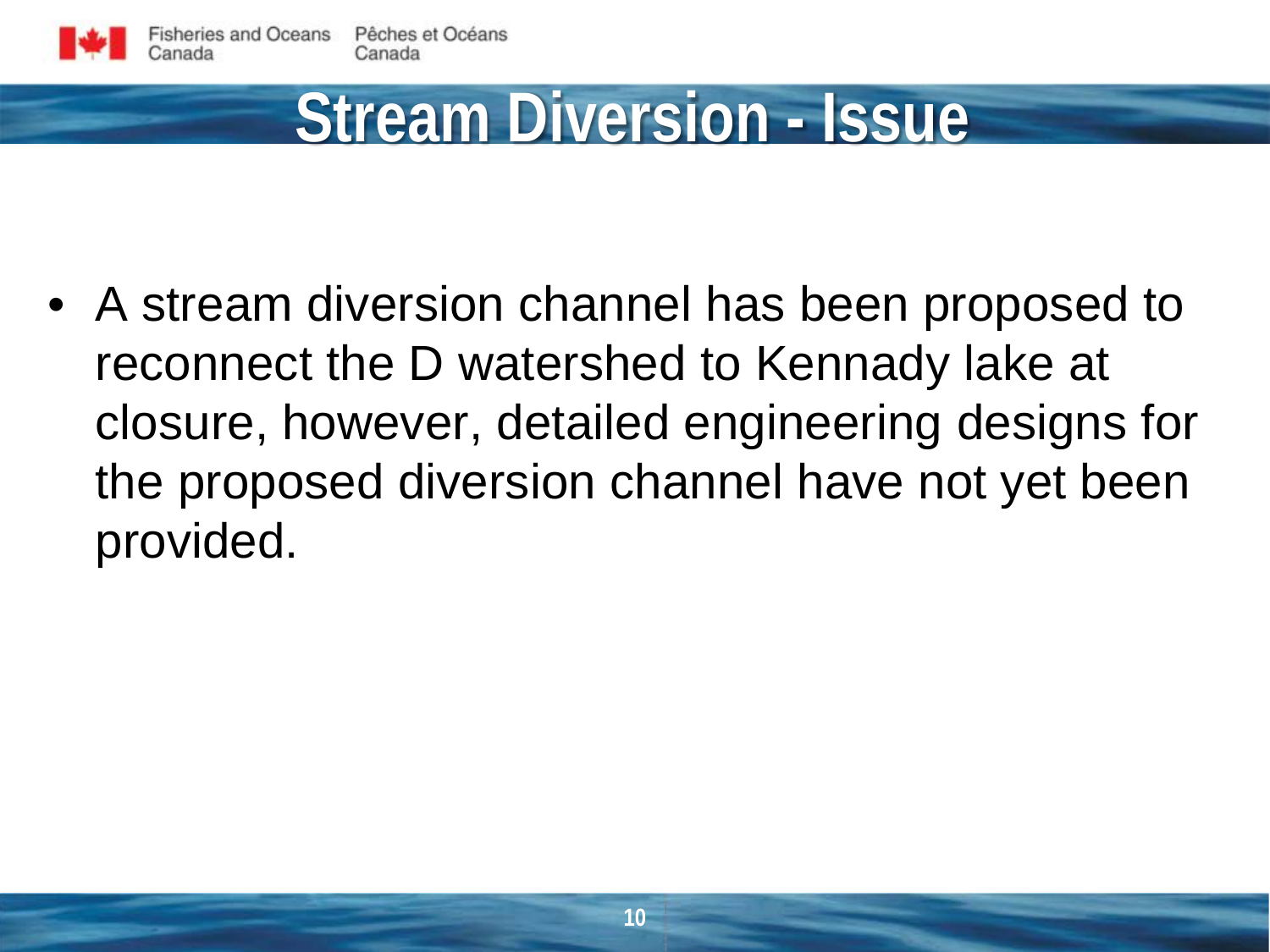# Stream Diversion - Issue

- A stream diversion channel has been proposed to reconnect the D watershed to Kennady lake at closure, however, detailed engineering designs for the proposed diversion channel have not yet been provided.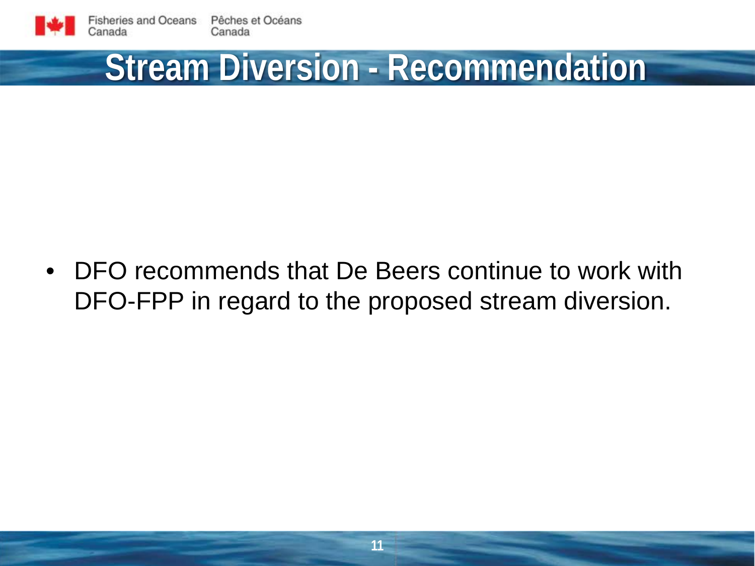# Stream Diversion - Recommendation

- DFO recommends that De Beers continue to work with DFO-FPP in regard to the proposed stream diversion.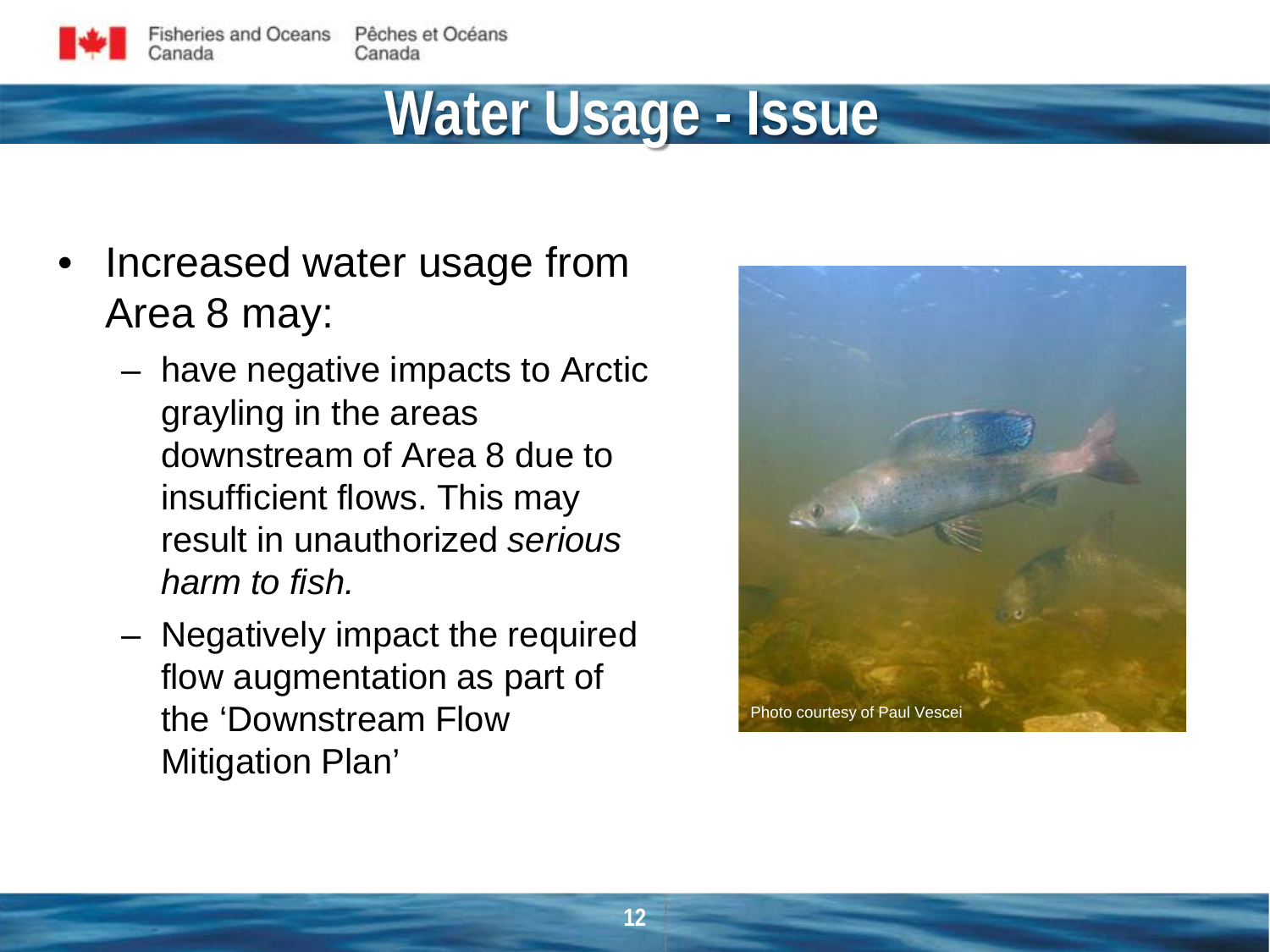# Water Usage - Issue

- Increased water usage from Area 8 may:
  - have negative impacts to Arctic grayling in the areas downstream of Area 8 due to insufficient flows. This may result in unauthorized *serious harm to fish.*
  - Negatively impact the required flow augmentation as part of the 'Downstream Flow Mitigation Plan'

Photo courtesy of Paul Vescei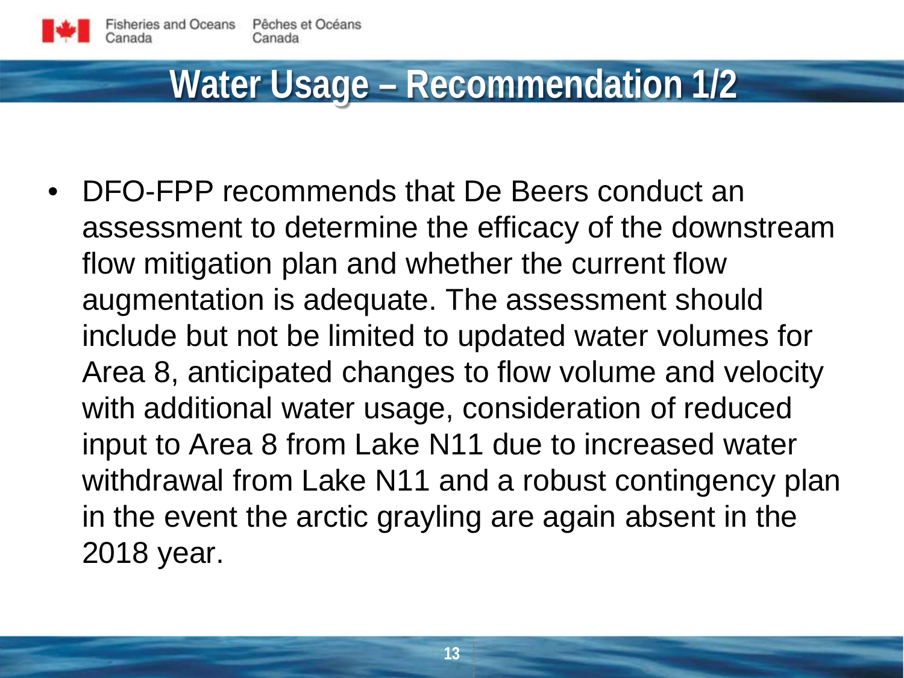# Water Usage – Recommendation 1/2

- DFO-FPP recommends that De Beers conduct an assessment to determine the efficacy of the downstream flow mitigation plan and whether the current flow augmentation is adequate. The assessment should include but not be limited to updated water volumes for Area 8, anticipated changes to flow volume and velocity with additional water usage, consideration of reduced input to Area 8 from Lake N11 due to increased water withdrawal from Lake N11 and a robust contingency plan in the event the arctic grayling are again absent in the 2018 year.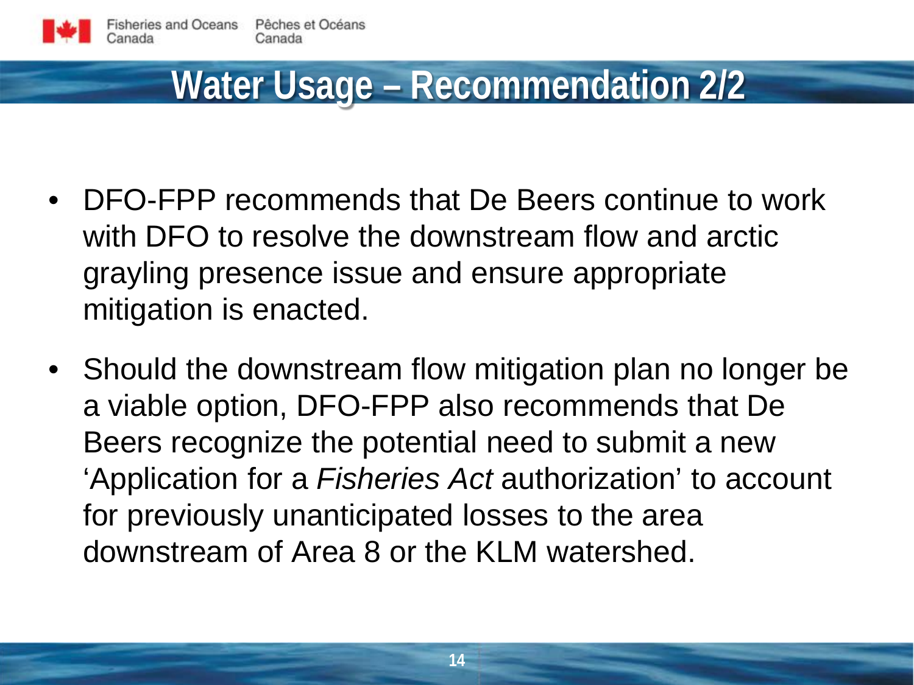# Water Usage – Recommendation 2/2

- DFO-FPP recommends that De Beers continue to work with DFO to resolve the downstream flow and arctic grayling presence issue and ensure appropriate mitigation is enacted.
- Should the downstream flow mitigation plan no longer be a viable option, DFO-FPP also recommends that De Beers recognize the potential need to submit a new 'Application for a *Fisheries Act* authorization' to account for previously unanticipated losses to the area downstream of Area 8 or the KLM watershed.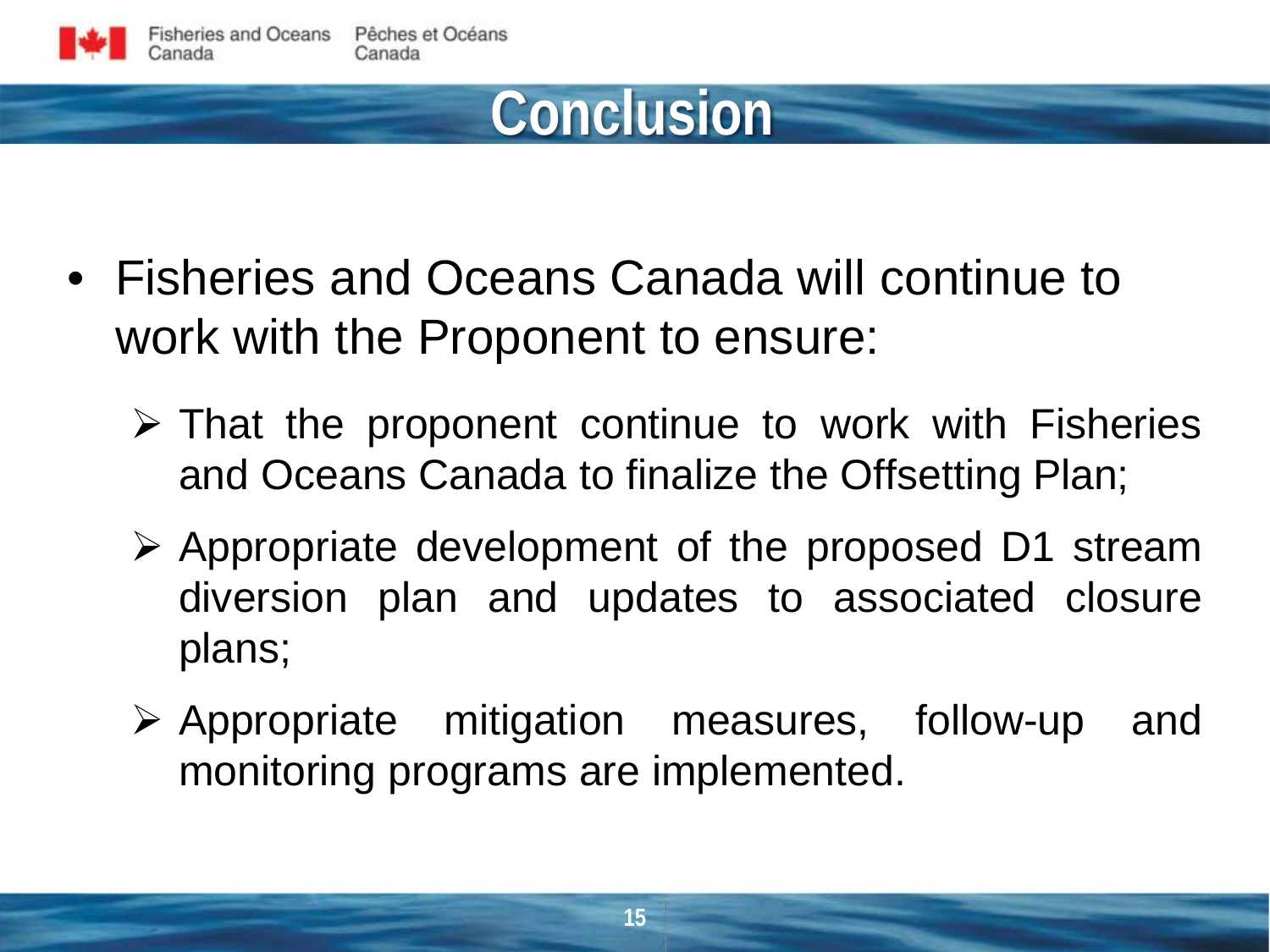# Conclusion

- Fisheries and Oceans Canada will continue to work with the Proponent to ensure:
  - That the proponent continue to work with Fisheries and Oceans Canada to finalize the Offsetting Plan;
  - Appropriate development of the proposed D1 stream diversion plan and updates to associated closure plans;
  - Appropriate mitigation measures, follow-up and monitoring programs are implemented.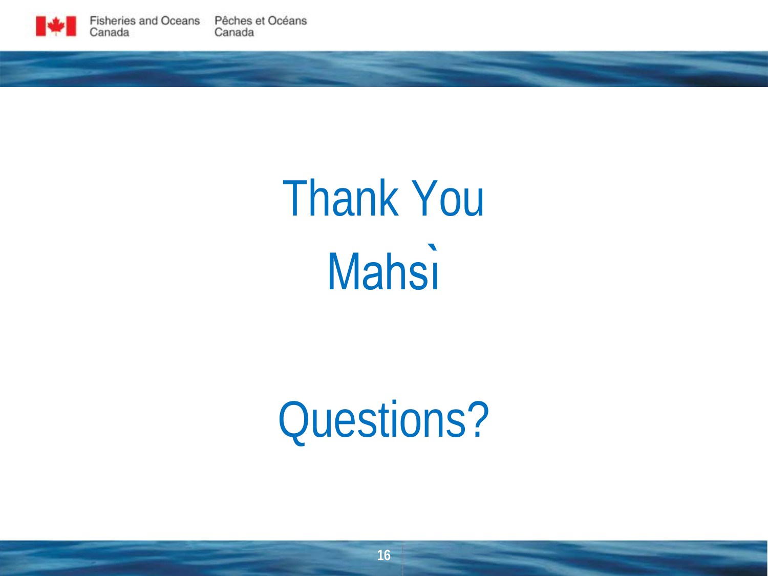# Thank You

# Mahsı̀

# Questions?